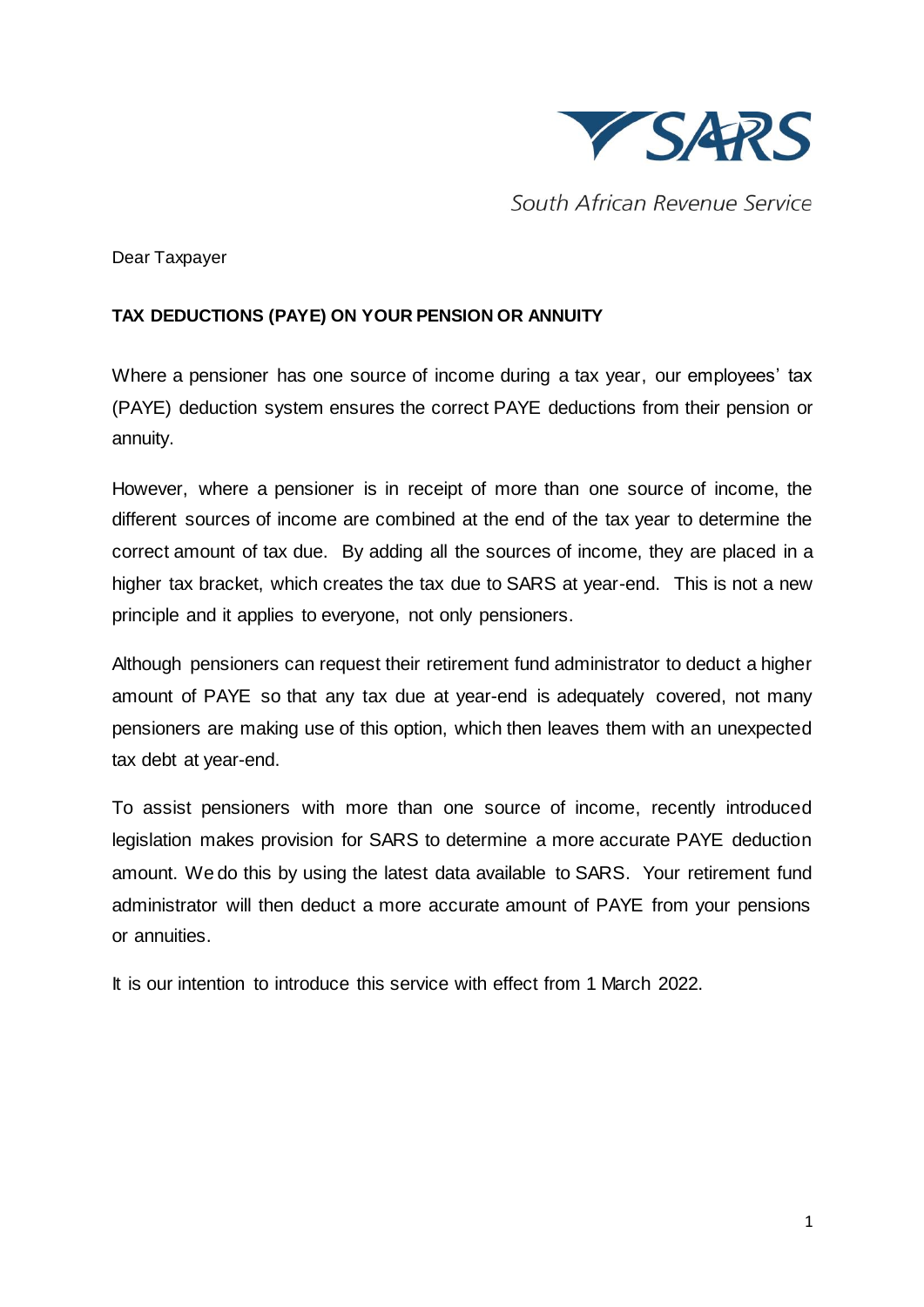South African Revenue Service

Dear Taxpayer

**TAX DEDUCTIONS (PAYE) ON YOUR PENSION OR ANNUITY**

Where a pensioner has one source of income during a tax year, our employees' tax (PAYE) deduction system ensures the correct PAYE deductions from their pension or annuity.

However, where a pensioner is in receipt of more than one source of income, the different sources of income are combined at the end of the tax year to determine the correct amount of tax due. By adding all the sources of income, they are placed in a higher tax bracket, which creates the tax due to SARS at year-end. This is not a new principle and it applies to everyone, not only pensioners.

Although pensioners can request their retirement fund administrator to deduct a higher amount of PAYE so that any tax due at year-end is adequately covered, not many pensioners are making use of this option, which then leaves them with an unexpected tax debt at year-end.

To assist pensioners with more than one source of income, recently introduced legislation makes provision for SARS to determine a more accurate PAYE deduction amount. We do this by using the latest data available to SARS. Your retirement fund administrator will then deduct a more accurate amount of PAYE from your pensions or annuities.

It is our intention to introduce this service with effect from 1 March 2022.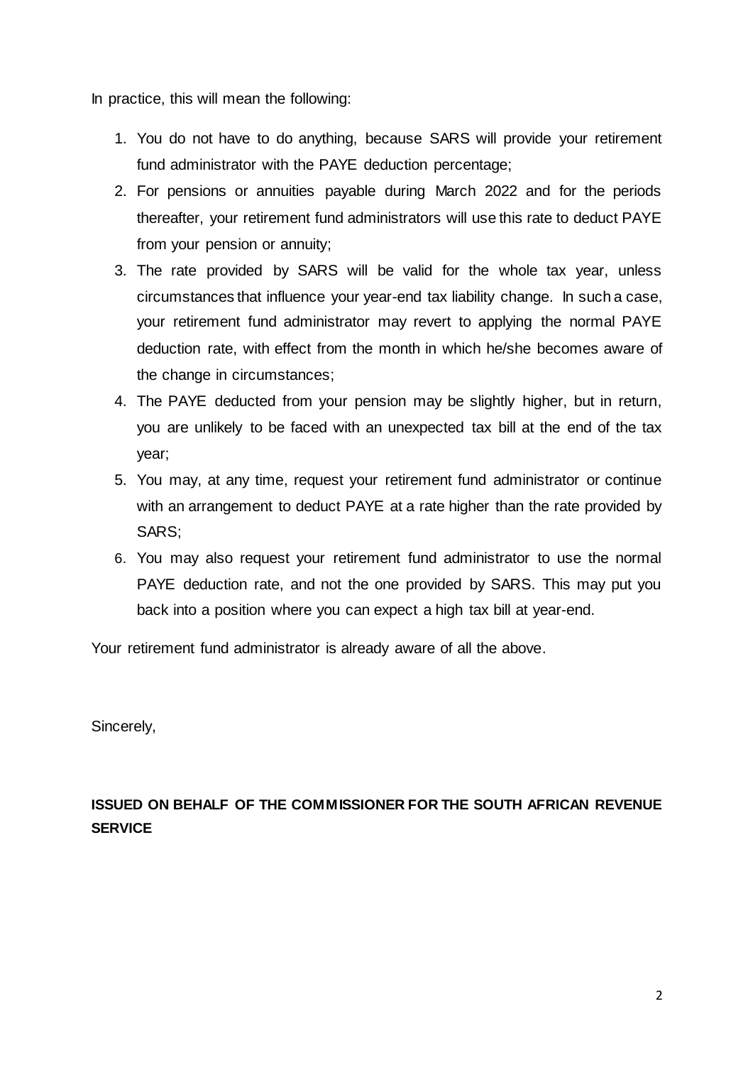In practice, this will mean the following:

1. You do not have to do anything, because SARS will provide your retirement fund administrator with the PAYE deduction percentage;
2. For pensions or annuities payable during March 2022 and for the periods thereafter, your retirement fund administrators will use this rate to deduct PAYE from your pension or annuity;
3. The rate provided by SARS will be valid for the whole tax year, unless circumstances that influence your year-end tax liability change. In such a case, your retirement fund administrator may revert to applying the normal PAYE deduction rate, with effect from the month in which he/she becomes aware of the change in circumstances;
4. The PAYE deducted from your pension may be slightly higher, but in return, you are unlikely to be faced with an unexpected tax bill at the end of the tax year;
5. You may, at any time, request your retirement fund administrator or continue with an arrangement to deduct PAYE at a rate higher than the rate provided by SARS;
6. You may also request your retirement fund administrator to use the normal PAYE deduction rate, and not the one provided by SARS. This may put you back into a position where you can expect a high tax bill at year-end.

Your retirement fund administrator is already aware of all the above.

Sincerely,

**ISSUED ON BEHALF OF THE COMMISSIONER FOR THE SOUTH AFRICAN REVENUE SERVICE**